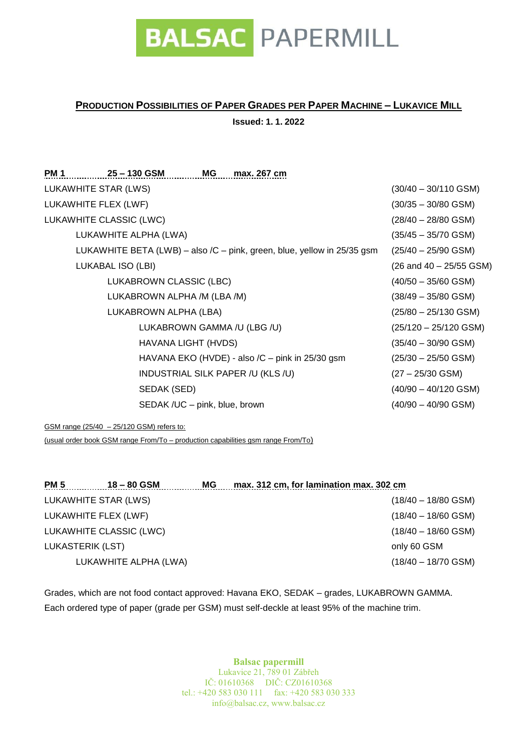BALSAC PAPERMILL

## PRODUCTION POSSIBILITIES OF PAPER GRADES PER PAPER MACHINE – LUKAVICE MILL

**Issued: 1. 1. 2022**

**PM 1 — 25 – 130 GSM — MG — max. 267 cm**

| Grade | GSM range |
|---|---|
| LUKAWHITE STAR (LWS) | (30/40 – 30/110 GSM) |
| LUKAWHITE FLEX (LWF) | (30/35 – 30/80 GSM) |
| LUKAWHITE CLASSIC (LWC) | (28/40 – 28/80 GSM) |
| LUKAWHITE ALPHA (LWA) | (35/45 – 35/70 GSM) |
| LUKAWHITE BETA (LWB) – also /C – pink, green, blue, yellow in 25/35 gsm | (25/40 – 25/90 GSM) |
| LUKABAL ISO (LBI) | (26 and 40 – 25/55 GSM) |
| LUKABROWN CLASSIC (LBC) | (40/50 – 35/60 GSM) |
| LUKABROWN ALPHA /M (LBA /M) | (38/49 – 35/80 GSM) |
| LUKABROWN ALPHA (LBA) | (25/80 – 25/130 GSM) |
| LUKABROWN GAMMA /U (LBG /U) | (25/120 – 25/120 GSM) |
| HAVANA LIGHT (HVDS) | (35/40 – 30/90 GSM) |
| HAVANA EKO (HVDE) - also /C – pink in 25/30 gsm | (25/30 – 25/50 GSM) |
| INDUSTRIAL SILK PAPER /U (KLS /U) | (27 – 25/30 GSM) |
| SEDAK (SED) | (40/90 – 40/120 GSM) |
| SEDAK /UC – pink, blue, brown | (40/90 – 40/90 GSM) |

GSM range (25/40 – 25/120 GSM) refers to:
(usual order book GSM range From/To – production capabilities gsm range From/To)

**PM 5 — 18 – 80 GSM — MG — max. 312 cm, for lamination max. 302 cm**

| Grade | GSM range |
|---|---|
| LUKAWHITE STAR (LWS) | (18/40 – 18/80 GSM) |
| LUKAWHITE FLEX (LWF) | (18/40 – 18/60 GSM) |
| LUKAWHITE CLASSIC (LWC) | (18/40 – 18/60 GSM) |
| LUKASTERIK (LST) | only 60 GSM |
| LUKAWHITE ALPHA (LWA) | (18/40 – 18/70 GSM) |

Grades, which are not food contact approved: Havana EKO, SEDAK – grades, LUKABROWN GAMMA.
Each ordered type of paper (grade per GSM) must self-deckle at least 95% of the machine trim.

**Balsac papermill**
Lukavice 21, 789 01 Zábřeh
IČ: 01610368 DIČ: CZ01610368
tel.: +420 583 030 111 fax: +420 583 030 333
info@balsac.cz, www.balsac.cz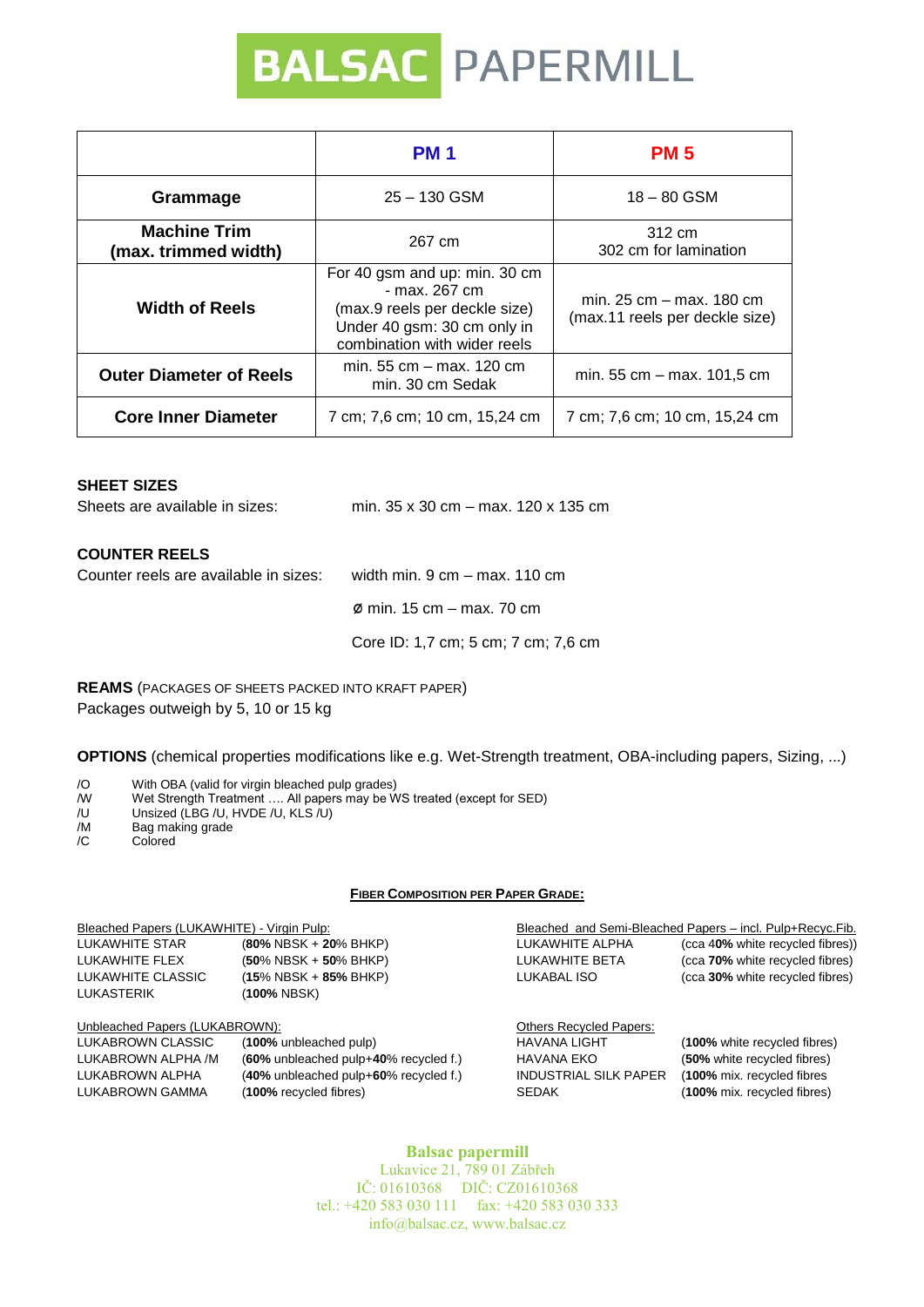# BALSAC PAPERMILL

| | PM 1 | PM 5 |
|---|---|---|
| **Grammage** | 25 – 130 GSM | 18 – 80 GSM |
| **Machine Trim (max. trimmed width)** | 267 cm | 312 cm<br>302 cm for lamination |
| **Width of Reels** | For 40 gsm and up: min. 30 cm - max. 267 cm<br>(max.9 reels per deckle size)<br>Under 40 gsm: 30 cm only in combination with wider reels | min. 25 cm – max. 180 cm<br>(max.11 reels per deckle size) |
| **Outer Diameter of Reels** | min. 55 cm – max. 120 cm<br>min. 30 cm Sedak | min. 55 cm – max. 101,5 cm |
| **Core Inner Diameter** | 7 cm; 7,6 cm; 10 cm, 15,24 cm | 7 cm; 7,6 cm; 10 cm, 15,24 cm |

**SHEET SIZES**

Sheets are available in sizes: min. 35 x 30 cm – max. 120 x 135 cm

**COUNTER REELS**

Counter reels are available in sizes: width min. 9 cm – max. 110 cm

ø min. 15 cm – max. 70 cm

Core ID: 1,7 cm; 5 cm; 7 cm; 7,6 cm

**REAMS** (PACKAGES OF SHEETS PACKED INTO KRAFT PAPER)

Packages outweigh by 5, 10 or 15 kg

**OPTIONS** (chemical properties modifications like e.g. Wet-Strength treatment, OBA-including papers, Sizing, ...)

/O With OBA (valid for virgin bleached pulp grades)
/W Wet Strength Treatment …. All papers may be WS treated (except for SED)
/U Unsized (LBG /U, HVDE /U, KLS /U)
/M Bag making grade
/C Colored

**FIBER COMPOSITION PER PAPER GRADE:**

Bleached Papers (LUKAWHITE) - Virgin Pulp:

| | |
|---|---|
| LUKAWHITE STAR | (**80%** NBSK + **20**% BHKP) |
| LUKAWHITE FLEX | (**50**% NBSK + **50**% BHKP) |
| LUKAWHITE CLASSIC | (**15**% NBSK + **85%** BHKP) |
| LUKASTERIK | (**100%** NBSK) |

Unbleached Papers (LUKABROWN):

| | |
|---|---|
| LUKABROWN CLASSIC | (**100%** unbleached pulp) |
| LUKABROWN ALPHA /M | (**60%** unbleached pulp+**40%** recycled f.) |
| LUKABROWN ALPHA | (**40%** unbleached pulp+**60%** recycled f.) |
| LUKABROWN GAMMA | (**100%** recycled fibres) |

Bleached and Semi-Bleached Papers – incl. Pulp+Recyc.Fib.

| | |
|---|---|
| LUKAWHITE ALPHA | (cca 4**0%** white recycled fibres)) |
| LUKAWHITE BETA | (cca **70%** white recycled fibres) |
| LUKABAL ISO | (cca **30%** white recycled fibres) |

Others Recycled Papers:

| | |
|---|---|
| HAVANA LIGHT | (**100%** white recycled fibres) |
| HAVANA EKO | (**50%** white recycled fibres) |
| INDUSTRIAL SILK PAPER | (**100%** mix. recycled fibres |
| SEDAK | (**100%** mix. recycled fibres) |

**Balsac papermill**
Lukavice 21, 789 01 Zábřeh
IČ: 01610368 DIČ: CZ01610368
tel.: +420 583 030 111 fax: +420 583 030 333
info@balsac.cz, www.balsac.cz